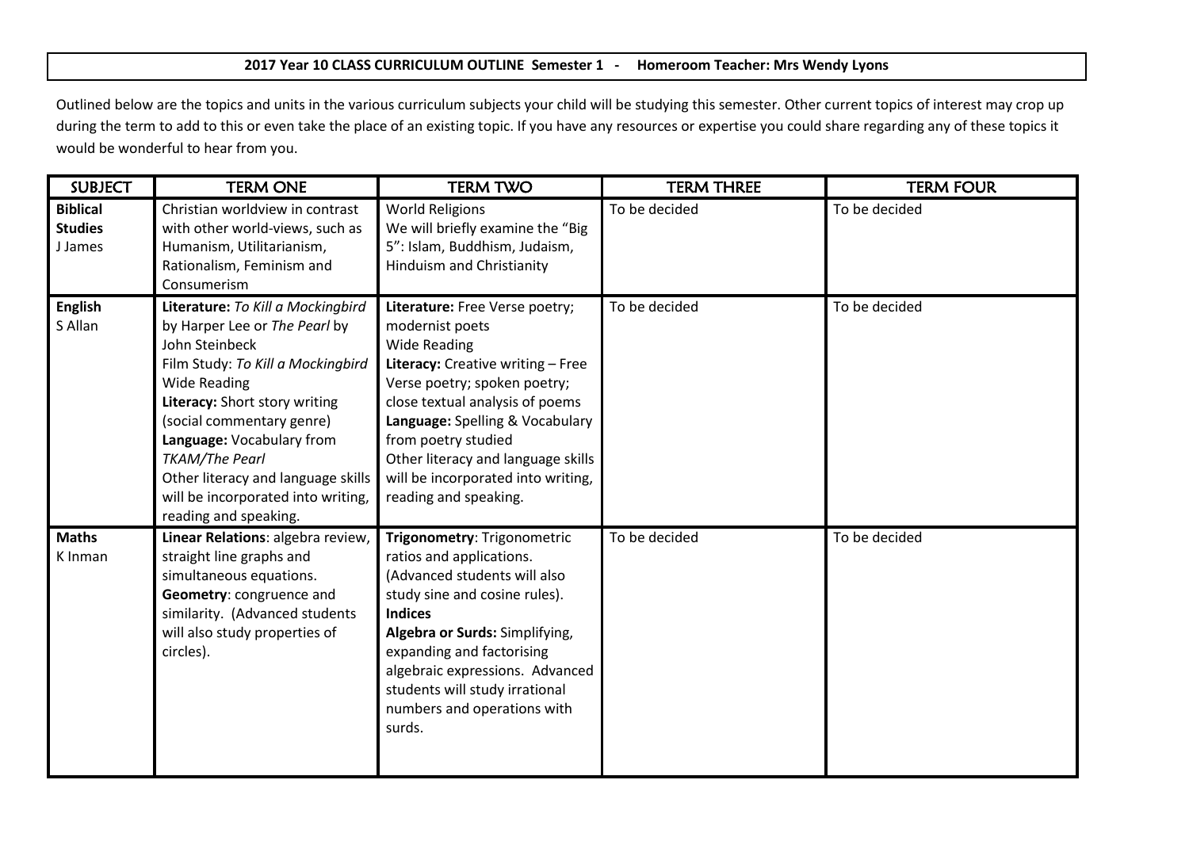**2017 Year 10 CLASS CURRICULUM OUTLINE Semester 1 - Homeroom Teacher: Mrs Wendy Lyons**

Outlined below are the topics and units in the various curriculum subjects your child will be studying this semester. Other current topics of interest may crop up during the term to add to this or even take the place of an existing topic. If you have any resources or expertise you could share regarding any of these topics it would be wonderful to hear from you.

| SUBJECT | TERM ONE | TERM TWO | TERM THREE | TERM FOUR |
|---|---|---|---|---|
| **Biblical Studies**<br>J James | Christian worldview in contrast with other world-views, such as Humanism, Utilitarianism, Rationalism, Feminism and Consumerism | World Religions<br>We will briefly examine the "Big 5": Islam, Buddhism, Judaism, Hinduism and Christianity | To be decided | To be decided |
| **English**<br>S Allan | **Literature:** *To Kill a Mockingbird* by Harper Lee or *The Pearl* by John Steinbeck<br>Film Study: *To Kill a Mockingbird*<br>Wide Reading<br>**Literacy:** Short story writing (social commentary genre)<br>**Language:** Vocabulary from *TKAM/The Pearl*<br>Other literacy and language skills will be incorporated into writing, reading and speaking. | **Literature:** Free Verse poetry; modernist poets<br>Wide Reading<br>**Literacy:** Creative writing – Free Verse poetry; spoken poetry; close textual analysis of poems<br>**Language:** Spelling & Vocabulary from poetry studied<br>Other literacy and language skills will be incorporated into writing, reading and speaking. | To be decided | To be decided |
| **Maths**<br>K Inman | **Linear Relations**: algebra review, straight line graphs and simultaneous equations.<br>**Geometry**: congruence and similarity. (Advanced students will also study properties of circles). | **Trigonometry**: Trigonometric ratios and applications. (Advanced students will also study sine and cosine rules).<br>**Indices**<br>**Algebra or Surds:** Simplifying, expanding and factorising algebraic expressions. Advanced students will study irrational numbers and operations with surds. | To be decided | To be decided |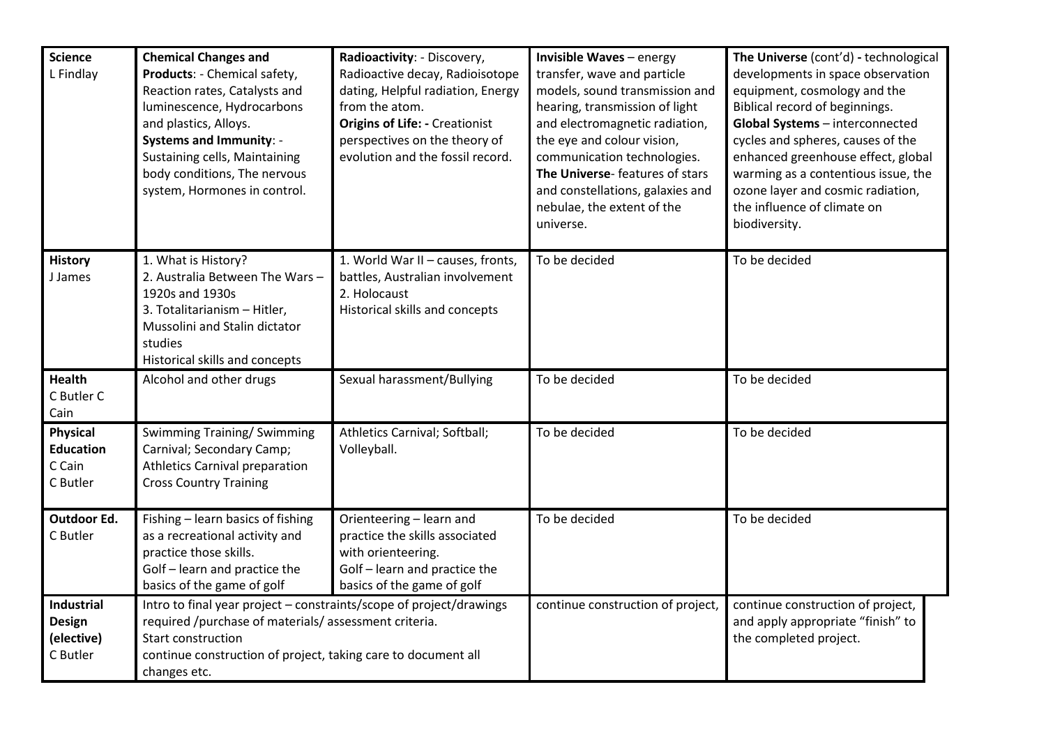| | | | | |
|---|---|---|---|---|
| **Science**<br>L Findlay | **Chemical Changes and Products**: - Chemical safety, Reaction rates, Catalysts and luminescence, Hydrocarbons and plastics, Alloys.<br>**Systems and Immunity**: - Sustaining cells, Maintaining body conditions, The nervous system, Hormones in control. | **Radioactivity**: - Discovery, Radioactive decay, Radioisotope dating, Helpful radiation, Energy from the atom.<br>**Origins of Life: -** Creationist perspectives on the theory of evolution and the fossil record. | **Invisible Waves** – energy transfer, wave and particle models, sound transmission and hearing, transmission of light and electromagnetic radiation, the eye and colour vision, communication technologies.<br>**The Universe**- features of stars and constellations, galaxies and nebulae, the extent of the universe. | **The Universe** (cont'd) **-** technological developments in space observation equipment, cosmology and the Biblical record of beginnings.<br>**Global Systems** – interconnected cycles and spheres, causes of the enhanced greenhouse effect, global warming as a contentious issue, the ozone layer and cosmic radiation, the influence of climate on biodiversity. |
| **History**<br>J James | 1. What is History?<br>2. Australia Between The Wars – 1920s and 1930s<br>3. Totalitarianism – Hitler, Mussolini and Stalin dictator studies<br>Historical skills and concepts | 1. World War II – causes, fronts, battles, Australian involvement<br>2. Holocaust<br>Historical skills and concepts | To be decided | To be decided |
| **Health**<br>C Butler C Cain | Alcohol and other drugs | Sexual harassment/Bullying | To be decided | To be decided |
| **Physical Education**<br>C Cain<br>C Butler | Swimming Training/ Swimming Carnival; Secondary Camp; Athletics Carnival preparation<br>Cross Country Training | Athletics Carnival; Softball; Volleyball. | To be decided | To be decided |
| **Outdoor Ed.**<br>C Butler | Fishing – learn basics of fishing as a recreational activity and practice those skills.<br>Golf – learn and practice the basics of the game of golf | Orienteering – learn and practice the skills associated with orienteering.<br>Golf – learn and practice the basics of the game of golf | To be decided | To be decided |
| **Industrial Design (elective)**<br>C Butler | Intro to final year project – constraints/scope of project/drawings required /purchase of materials/ assessment criteria.<br>Start construction<br>continue construction of project, taking care to document all changes etc. | | continue construction of project, | continue construction of project, and apply appropriate "finish" to the completed project. |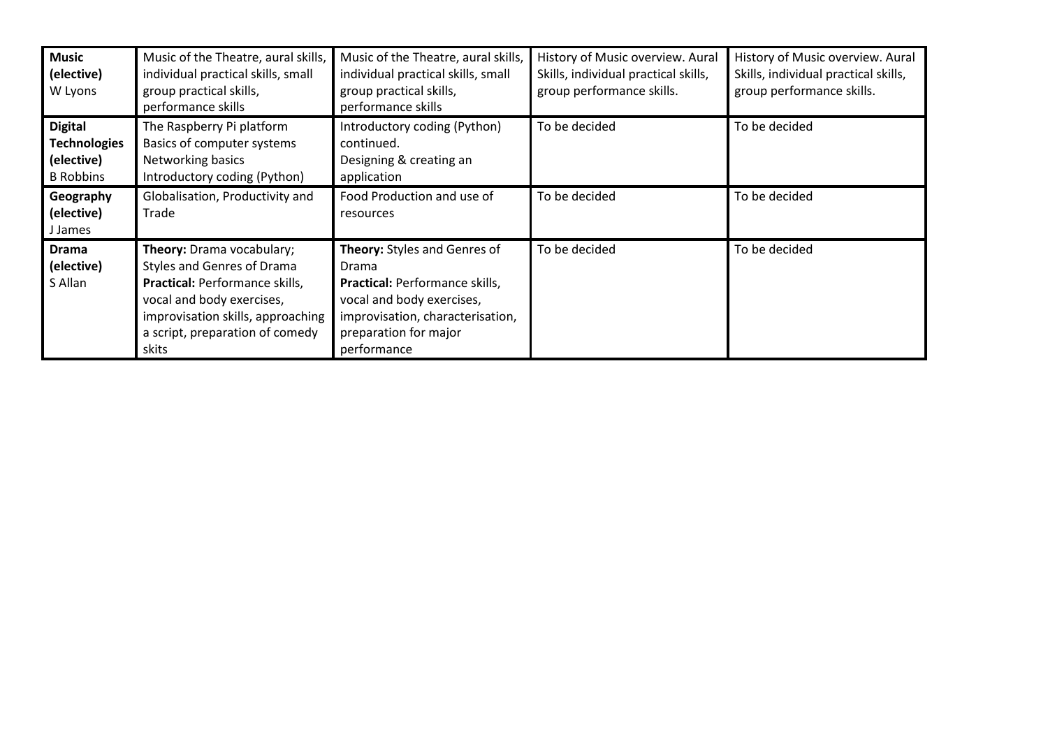| | | | | |
|---|---|---|---|---|
| **Music (elective)** W Lyons | Music of the Theatre, aural skills, individual practical skills, small group practical skills, performance skills | Music of the Theatre, aural skills, individual practical skills, small group practical skills, performance skills | History of Music overview. Aural Skills, individual practical skills, group performance skills. | History of Music overview. Aural Skills, individual practical skills, group performance skills. |
| **Digital Technologies (elective)** B Robbins | The Raspberry Pi platform<br>Basics of computer systems<br>Networking basics<br>Introductory coding (Python) | Introductory coding (Python) continued.<br>Designing & creating an application | To be decided | To be decided |
| **Geography (elective)** J James | Globalisation, Productivity and Trade | Food Production and use of resources | To be decided | To be decided |
| **Drama (elective)** S Allan | **Theory:** Drama vocabulary; Styles and Genres of Drama<br>**Practical:** Performance skills, vocal and body exercises, improvisation skills, approaching a script, preparation of comedy skits | **Theory:** Styles and Genres of Drama<br>**Practical:** Performance skills, vocal and body exercises, improvisation, characterisation, preparation for major performance | To be decided | To be decided |